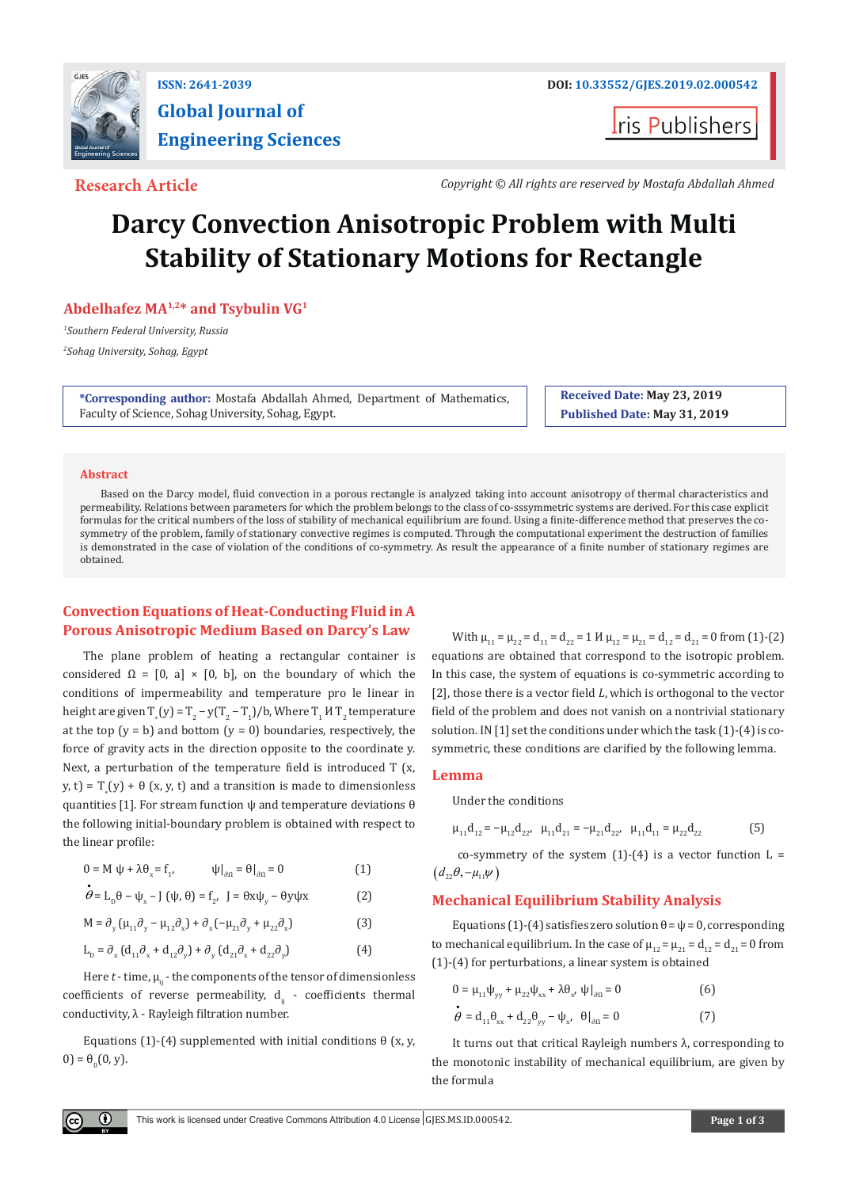ISSN: 2641-2039

DOI: 10.33552/GJES.2019.02.000542

Global Journal of Engineering Sciences

Iris Publishers

**Research Article**

*Copyright © All rights are reserved by Mostafa Abdallah Ahmed*

# Darcy Convection Anisotropic Problem with Multi Stability of Stationary Motions for Rectangle

**Abdelhafez MA[1,2]* and Tsybulin VG[1]**

[1]*Southern Federal University, Russia*

[2]*Sohag University, Sohag, Egypt*

***Corresponding author:** Mostafa Abdallah Ahmed, Department of Mathematics, Faculty of Science, Sohag University, Sohag, Egypt.

**Received Date:** May 23, 2019

**Published Date:** May 31, 2019

## Abstract

Based on the Darcy model, fluid convection in a porous rectangle is analyzed taking into account anisotropy of thermal characteristics and permeability. Relations between parameters for which the problem belongs to the class of co-sssymmetric systems are derived. For this case explicit formulas for the critical numbers of the loss of stability of mechanical equilibrium are found. Using a finite-difference method that preserves the co-symmetry of the problem, family of stationary convective regimes is computed. Through the computational experiment the destruction of families is demonstrated in the case of violation of the conditions of co-symmetry. As result the appearance of a finite number of stationary regimes are obtained.

## Convection Equations of Heat-Conducting Fluid in A Porous Anisotropic Medium Based on Darcy's Law

The plane problem of heating a rectangular container is considered $\Omega = [0, a] \times [0, b]$, on the boundary of which the conditions of impermeability and temperature pro le linear in height are given $T_*(y) = T_2 - y(T_2 - T_1)/b$, Where $T_1$ И $T_2$ temperature at the top ($y = b$) and bottom ($y = 0$) boundaries, respectively, the force of gravity acts in the direction opposite to the coordinate y. Next, a perturbation of the temperature field is introduced $T(x, y, t) = T_*(y) + \theta(x, y, t)$ and a transition is made to dimensionless quantities [1]. For stream function $\psi$ and temperature deviations $\theta$ the following initial-boundary problem is obtained with respect to the linear profile:

$$0 = M\psi + \lambda\theta_x = f_1, \qquad \psi|_{\partial\Omega} = \theta|_{\partial\Omega} = 0 \tag{1}$$

$$\dot{\theta} = L_D\theta - \psi_x - J(\psi, \theta) = f_2, \quad J = \theta x\psi_y - \theta y\psi x \tag{2}$$

$$M = \partial_y(\mu_{11}\partial_y - \mu_{12}\partial_x) + \partial_x(-\mu_{21}\partial_y + \mu_{22}\partial_x) \tag{3}$$

$$L_D = \partial_x(d_{11}\partial_x + d_{12}\partial_y) + \partial_y(d_{21}\partial_x + d_{22}\partial_y) \tag{4}$$

Here $t$ - time, $\mu_{ij}$ - the components of the tensor of dimensionless coefficients of reverse permeability, $d_{ij}$ - coefficients thermal conductivity, $\lambda$ - Rayleigh filtration number.

Equations (1)-(4) supplemented with initial conditions $\theta(x, y, 0) = \theta_0(0, y)$.

With $\mu_{11} = \mu_{22} = d_{11} = d_{22} = 1$ И $\mu_{12} = \mu_{21} = d_{12} = d_{21} = 0$ from (1)-(2) equations are obtained that correspond to the isotropic problem. In this case, the system of equations is co-symmetric according to [2], those there is a vector field $L$, which is orthogonal to the vector field of the problem and does not vanish on a nontrivial stationary solution. IN [1] set the conditions under which the task (1)-(4) is co-symmetric, these conditions are clarified by the following lemma.

## Lemma

Under the conditions

$$\mu_{11}d_{12} = -\mu_{12}d_{22}, \quad \mu_{11}d_{21} = -\mu_{21}d_{22}, \quad \mu_{11}d_{11} = \mu_{22}d_{22} \tag{5}$$

co-symmetry of the system (1)-(4) is a vector function $L = (d_{22}\theta, -\mu_{11}\psi)$

## Mechanical Equilibrium Stability Analysis

Equations (1)-(4) satisfies zero solution $\theta = \psi = 0$, corresponding to mechanical equilibrium. In the case of $\mu_{12} = \mu_{21} = d_{12} = d_{21} = 0$ from (1)-(4) for perturbations, a linear system is obtained

$$0 = \mu_{11}\psi_{yy} + \mu_{22}\psi_{xx} + \lambda\theta_x, \ \psi|_{\partial\Omega} = 0 \tag{6}$$

$$\dot{\theta} = d_{11}\theta_{xx} + d_{22}\theta_{yy} - \psi_x, \ \theta|_{\partial\Omega} = 0 \tag{7}$$

It turns out that critical Rayleigh numbers $\lambda$, corresponding to the monotonic instability of mechanical equilibrium, are given by the formula

This work is licensed under Creative Commons Attribution 4.0 License | GJES.MS.ID.000542.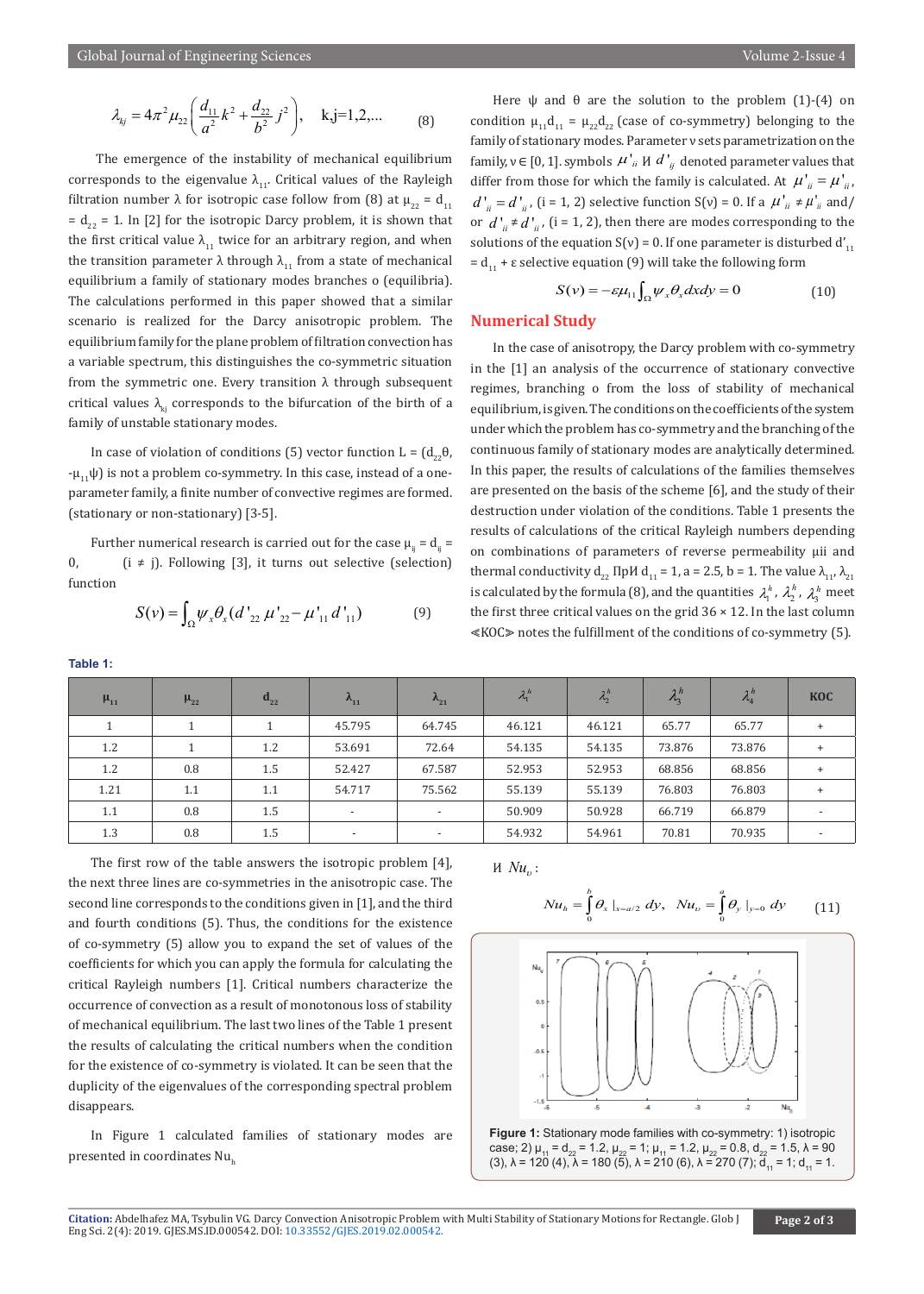$$\lambda_{kj} = 4\pi^2 \mu_{22} \left( \frac{d_{11}}{a^2} k^2 + \frac{d_{22}}{b^2} j^2 \right), \quad \text{k,j=1,2,...} \tag{8}$$

The emergence of the instability of mechanical equilibrium corresponds to the eigenvalue $\lambda_{11}$. Critical values of the Rayleigh filtration number $\lambda$ for isotropic case follow from (8) at $\mu_{22} = d_{11} = d_{22} = 1$. In [2] for the isotropic Darcy problem, it is shown that the first critical value $\lambda_{11}$ twice for an arbitrary region, and when the transition parameter $\lambda$ through $\lambda_{11}$ from a state of mechanical equilibrium a family of stationary modes branches o (equilibria). The calculations performed in this paper showed that a similar scenario is realized for the Darcy anisotropic problem. The equilibrium family for the plane problem of filtration convection has a variable spectrum, this distinguishes the co-symmetric situation from the symmetric one. Every transition $\lambda$ through subsequent critical values $\lambda_{kj}$ corresponds to the bifurcation of the birth of a family of unstable stationary modes.

In case of violation of conditions (5) vector function $L = (d_{22}\theta, -\mu_{11}\psi)$ is not a problem co-symmetry. In this case, instead of a one-parameter family, a finite number of convective regimes are formed. (stationary or non-stationary) [3-5].

Further numerical research is carried out for the case $\mu_{ij} = d_{ij} = 0$, (i ≠ j). Following [3], it turns out selective (selection) function

$$S(v) = \int_{\Omega} \psi_x \theta_x (d'_{22}\mu'_{22} - \mu'_{11} d'_{11}) \tag{9}$$

Here $\psi$ and $\theta$ are the solution to the problem (1)-(4) on condition $\mu_{11}d_{11} = \mu_{22}d_{22}$ (case of co-symmetry) belonging to the family of stationary modes. Parameter $v$ sets parametrization on the family, $v \in [0, 1]$. symbols $\mu'_{ii}$ И $d'_{ij}$ denoted parameter values that differ from those for which the family is calculated. At $\mu'_{ii} = \mu'_{ii}$, $d'_{ii} = d'_{ii}$, (i = 1, 2) selective function S(v) = 0. If a $\mu'_{ii} \neq \mu'_{ii}$ and/or $d'_{ii} \neq d'_{ii}$, (i = 1, 2), then there are modes corresponding to the solutions of the equation S(v) = 0. If one parameter is disturbed $d'_{11} = d_{11} + \varepsilon$ selective equation (9) will take the following form

$$S(v) = -\varepsilon \mu_{11} \int_{\Omega} \psi_x \theta_x dx dy = 0 \tag{10}$$

## Numerical Study

In the case of anisotropy, the Darcy problem with co-symmetry in the [1] an analysis of the occurrence of stationary convective regimes, branching o from the loss of stability of mechanical equilibrium, is given. The conditions on the coefficients of the system under which the problem has co-symmetry and the branching of the continuous family of stationary modes are analytically determined. In this paper, the results of calculations of the families themselves are presented on the basis of the scheme [6], and the study of their destruction under violation of the conditions. Table 1 presents the results of calculations of the critical Rayleigh numbers depending on combinations of parameters of reverse permeability µii and thermal conductivity $d_{22}$ ПрИ $d_{11} = 1$, a = 2.5, b = 1. The value $\lambda_{11}$, $\lambda_{21}$ is calculated by the formula (8), and the quantities $\lambda_1^h$, $\lambda_2^h$, $\lambda_3^h$ meet the first three critical values on the grid 36 × 12. In the last column ≪KOC≫ notes the fulfillment of the conditions of co-symmetry (5).

**Table 1:**

| $\mu_{11}$ | $\mu_{22}$ | $d_{22}$ | $\lambda_{11}$ | $\lambda_{21}$ | $\lambda_1^h$ | $\lambda_2^h$ | $\lambda_3^h$ | $\lambda_4^h$ | KOC |
|---|---|---|---|---|---|---|---|---|---|
| 1 | 1 | 1 | 45.795 | 64.745 | 46.121 | 46.121 | 65.77 | 65.77 | + |
| 1.2 | 1 | 1.2 | 53.691 | 72.64 | 54.135 | 54.135 | 73.876 | 73.876 | + |
| 1.2 | 0.8 | 1.5 | 52.427 | 67.587 | 52.953 | 52.953 | 68.856 | 68.856 | + |
| 1.21 | 1.1 | 1.1 | 54.717 | 75.562 | 55.139 | 55.139 | 76.803 | 76.803 | + |
| 1.1 | 0.8 | 1.5 | - | - | 50.909 | 50.928 | 66.719 | 66.879 | - |
| 1.3 | 0.8 | 1.5 | - | - | 54.932 | 54.961 | 70.81 | 70.935 | - |

The first row of the table answers the isotropic problem [4], the next three lines are co-symmetries in the anisotropic case. The second line corresponds to the conditions given in [1], and the third and fourth conditions (5). Thus, the conditions for the existence of co-symmetry (5) allow you to expand the set of values of the coefficients for which you can apply the formula for calculating the critical Rayleigh numbers [1]. Critical numbers characterize the occurrence of convection as a result of monotonous loss of stability of mechanical equilibrium. The last two lines of the Table 1 present the results of calculating the critical numbers when the condition for the existence of co-symmetry is violated. It can be seen that the duplicity of the eigenvalues of the corresponding spectral problem disappears.

In Figure 1 calculated families of stationary modes are presented in coordinates $Nu_h$ И $Nu_v$:

$$Nu_h = \int_0^b \theta_x \,|_{x=a/2}\, dy, \quad Nu_v = \int_0^a \theta_y \,|_{y=0}\, dy \tag{11}$$

**Figure 1:** Stationary mode families with co-symmetry: 1) isotropic case; 2) $\mu_{11} = d_{22} = 1.2$, $\mu_{22} = 1$; $\mu_{11} = 1.2$, $\mu_{22} = 0.8$, $d_{22} = 1.5$, λ = 90 (3), λ = 120 (4), λ = 180 (5), λ = 210 (6), λ = 270 (7); $d_{11} = 1$; $d_{11} = 1$.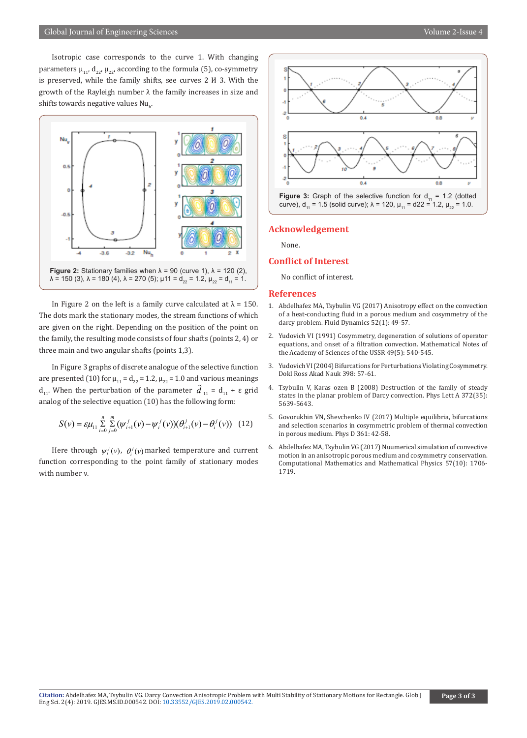Isotropic case corresponds to the curve 1. With changing parameters $\mu_{11}$, $d_{22}$, $\mu_{22}$, according to the formula (5), co-symmetry is preserved, while the family shifts, see curves 2 И 3. With the growth of the Rayleigh number λ the family increases in size and shifts towards negative values $Nu_h$.

Nu_v
0.5
0
-0.5
-1
1
2
3
4
-4
-3.6
-3.2
Nu_h
1
2
3
4
y
1
0
x
0
1
2

**Figure 2:** Stationary families when λ = 90 (curve 1), λ = 120 (2), λ = 150 (3), λ = 180 (4), λ = 270 (5); $\mu 11 = d_{22} = 1.2$, $\mu_{22} = d_{11} = 1$.

In Figure 2 on the left is a family curve calculated at λ = 150. The dots mark the stationary modes, the stream functions of which are given on the right. Depending on the position of the point on the family, the resulting mode consists of four shafts (points 2, 4) or three main and two angular shafts (points 1,3).

In Figure 3 graphs of discrete analogue of the selective function are presented (10) for $\mu_{11} = d_{22} = 1.2$, $\mu_{22} = 1.0$ and various meanings $d_{11}$. When the perturbation of the parameter $\tilde{d}_{11} = d_{11} + \varepsilon$ grid analog of the selective equation (10) has the following form:

$$S(v) = \varepsilon \mu_{11} \sum_{i=0}^{n} \sum_{j=0}^{m} (\psi_{i+1}^{j}(v) - \psi_{i}^{j}(v))(\theta_{i+1}^{j}(v) - \theta_{i}^{j}(v)) \quad (12)$$

Here through $\psi_i^j(v)$, $\theta_i^j(v)$ marked temperature and current function corresponding to the point family of stationary modes with number v.

S
1
0
-1
-2
0
0.4
0.8
v
1
2
3
4
5
6
S
1
0
-1
-2
0
0.4
0.8
v
1
2
3
4
5
6
7
8
9
10

**Figure 3:** Graph of the selective function for $d_{11} = 1.2$ (dotted curve), $d_{11} = 1.5$ (solid curve); λ = 120, $\mu_{11} = d22 = 1.2$, $\mu_{22} = 1.0$.

## Acknowledgement

None.

## Conflict of Interest

No conflict of interest.

## References

1. Abdelhafez MA, Tsybulin VG (2017) Anisotropy effect on the convection of a heat-conducting fluid in a porous medium and cosymmetry of the darcy problem. Fluid Dynamics 52(1): 49-57.
2. Yudovich VI (1991) Cosymmetry, degeneration of solutions of operator equations, and onset of a filtration convection. Mathematical Notes of the Academy of Sciences of the USSR 49(5): 540-545.
3. Yudovich VI (2004) Bifurcations for Perturbations Violating Cosymmetry. Dokl Ross Akad Nauk 398: 57-61.
4. Tsybulin V, Karas ozen B (2008) Destruction of the family of steady states in the planar problem of Darcy convection. Phys Lett A 372(35): 5639-5643.
5. Govorukhin VN, Shevchenko IV (2017) Multiple equilibria, bifurcations and selection scenarios in cosymmetric problem of thermal convection in porous medium. Phys D 361: 42-58.
6. Abdelhafez MA, Tsybulin VG (2017) Nuumerical simulation of convective motion in an anisotropic porous medium and cosymmetry conservation. Computational Mathematics and Mathematical Physics 57(10): 1706-1719.